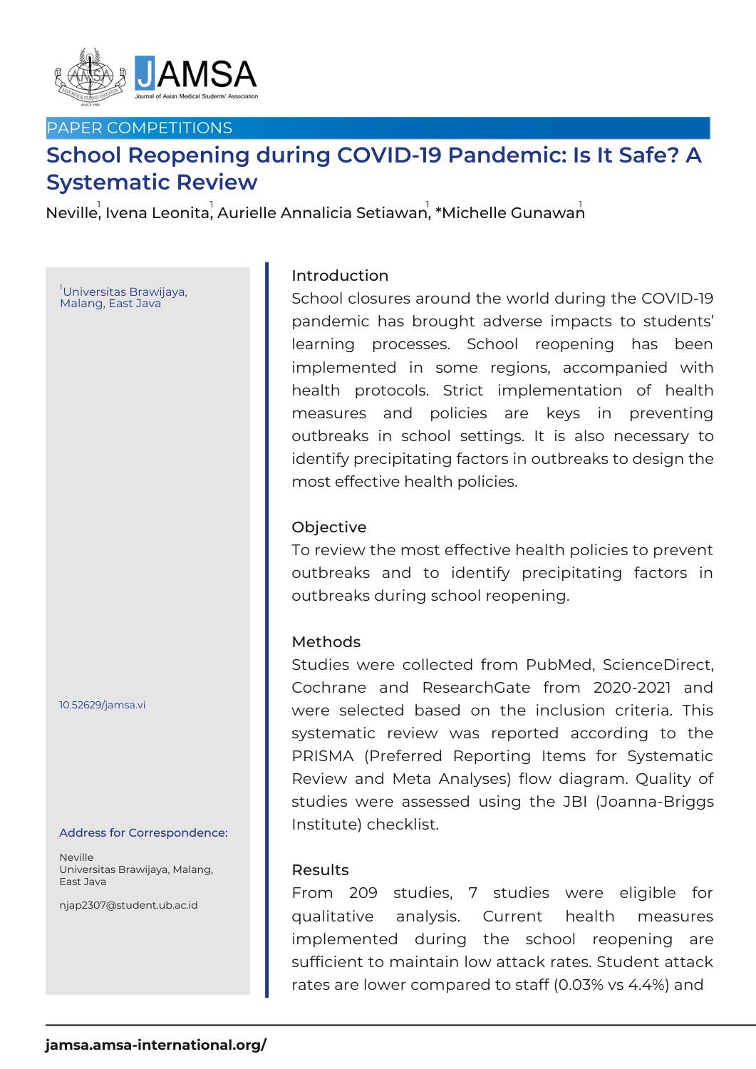PAPER COMPETITIONS

# School Reopening during COVID-19 Pandemic: Is It Safe? A Systematic Review

Neville[1], Ivena Leonita[1], Aurielle Annalicia Setiawan[1], *Michelle Gunawan[1]

[1]Universitas Brawijaya, Malang, East Java

10.52629/jamsa.vi

**Address for Correspondence:**

Neville
Universitas Brawijaya, Malang, East Java

njap2307@student.ub.ac.id

## Introduction

School closures around the world during the COVID-19 pandemic has brought adverse impacts to students' learning processes. School reopening has been implemented in some regions, accompanied with health protocols. Strict implementation of health measures and policies are keys in preventing outbreaks in school settings. It is also necessary to identify precipitating factors in outbreaks to design the most effective health policies.

## Objective

To review the most effective health policies to prevent outbreaks and to identify precipitating factors in outbreaks during school reopening.

## Methods

Studies were collected from PubMed, ScienceDirect, Cochrane and ResearchGate from 2020-2021 and were selected based on the inclusion criteria. This systematic review was reported according to the PRISMA (Preferred Reporting Items for Systematic Review and Meta Analyses) flow diagram. Quality of studies were assessed using the JBI (Joanna-Briggs Institute) checklist.

## Results

From 209 studies, 7 studies were eligible for qualitative analysis. Current health measures implemented during the school reopening are sufficient to maintain low attack rates. Student attack rates are lower compared to staff (0.03% vs 4.4%) and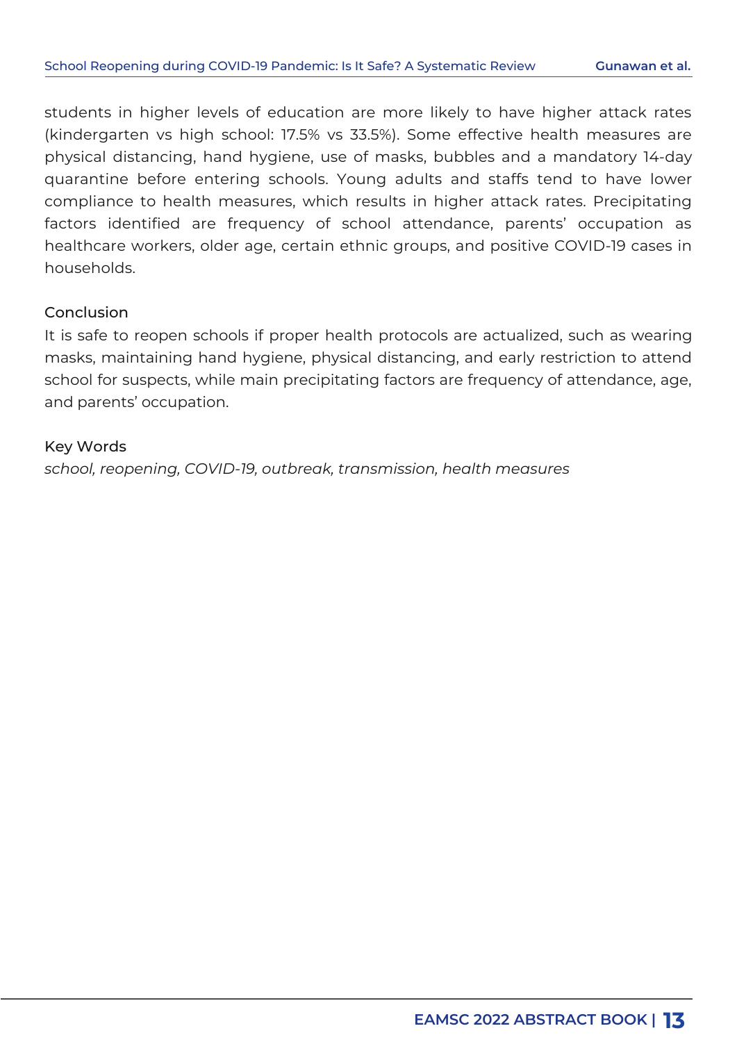students in higher levels of education are more likely to have higher attack rates (kindergarten vs high school: 17.5% vs 33.5%). Some effective health measures are physical distancing, hand hygiene, use of masks, bubbles and a mandatory 14-day quarantine before entering schools. Young adults and staffs tend to have lower compliance to health measures, which results in higher attack rates. Precipitating factors identified are frequency of school attendance, parents' occupation as healthcare workers, older age, certain ethnic groups, and positive COVID-19 cases in households.

## Conclusion

It is safe to reopen schools if proper health protocols are actualized, such as wearing masks, maintaining hand hygiene, physical distancing, and early restriction to attend school for suspects, while main precipitating factors are frequency of attendance, age, and parents' occupation.

## Key Words

*school, reopening, COVID-19, outbreak, transmission, health measures*